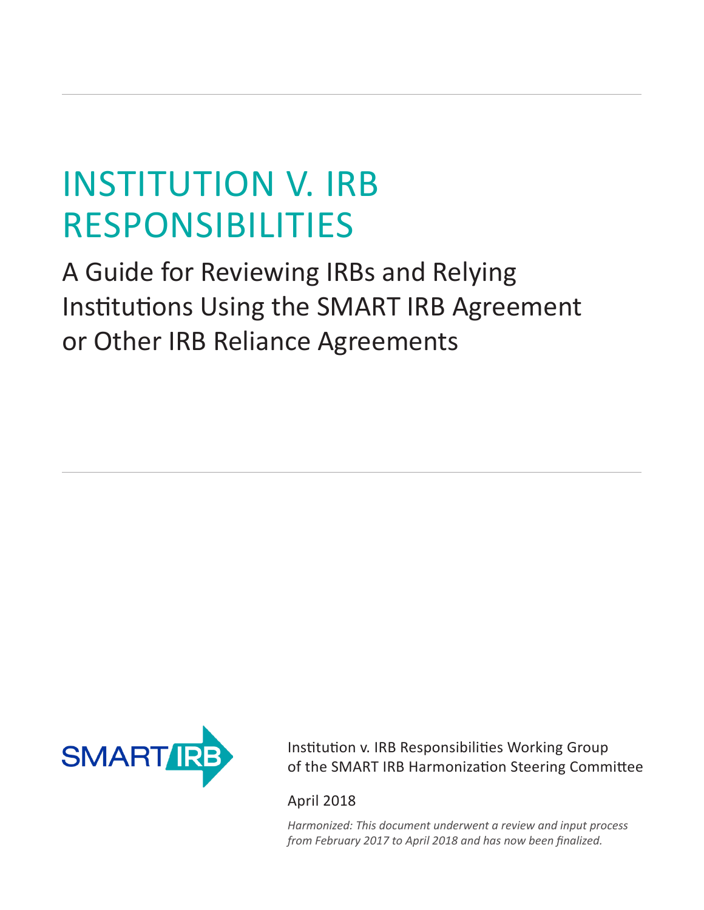# INSTITUTION V. IRB RESPONSIBILITIES

## A Guide for Reviewing IRBs and Relying Institutions Using the SMART IRB Agreement or Other IRB Reliance Agreements

Institution v. IRB Responsibilities Working Group of the SMART IRB Harmonization Steering Committee

April 2018

*Harmonized: This document underwent a review and input process from February 2017 to April 2018 and has now been finalized.*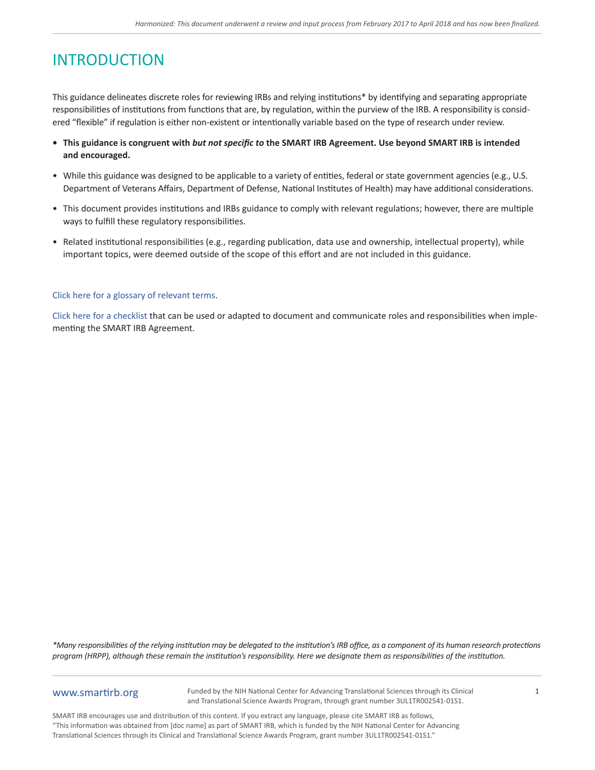*Harmonized: This document underwent a review and input process from February 2017 to April 2018 and has now been finalized.*

# INTRODUCTION

This guidance delineates discrete roles for reviewing IRBs and relying institutions* by identifying and separating appropriate responsibilities of institutions from functions that are, by regulation, within the purview of the IRB. A responsibility is considered "flexible" if regulation is either non-existent or intentionally variable based on the type of research under review.

- **This guidance is congruent with *but not specific to* the SMART IRB Agreement. Use beyond SMART IRB is intended and encouraged.**
- While this guidance was designed to be applicable to a variety of entities, federal or state government agencies (e.g., U.S. Department of Veterans Affairs, Department of Defense, National Institutes of Health) may have additional considerations.
- This document provides institutions and IRBs guidance to comply with relevant regulations; however, there are multiple ways to fulfill these regulatory responsibilities.
- Related institutional responsibilities (e.g., regarding publication, data use and ownership, intellectual property), while important topics, were deemed outside of the scope of this effort and are not included in this guidance.

Click here for a glossary of relevant terms.

Click here for a checklist that can be used or adapted to document and communicate roles and responsibilities when implementing the SMART IRB Agreement.

*\*Many responsibilities of the relying institution may be delegated to the institution's IRB office, as a component of its human research protections program (HRPP), although these remain the institution's responsibility. Here we designate them as responsibilities of the institution.*

www.smartirb.org

Funded by the NIH National Center for Advancing Translational Sciences through its Clinical and Translational Science Awards Program, through grant number 3UL1TR002541-01S1.

SMART IRB encourages use and distribution of this content. If you extract any language, please cite SMART IRB as follows, "This information was obtained from [doc name] as part of SMART IRB, which is funded by the NIH National Center for Advancing Translational Sciences through its Clinical and Translational Science Awards Program, grant number 3UL1TR002541-01S1."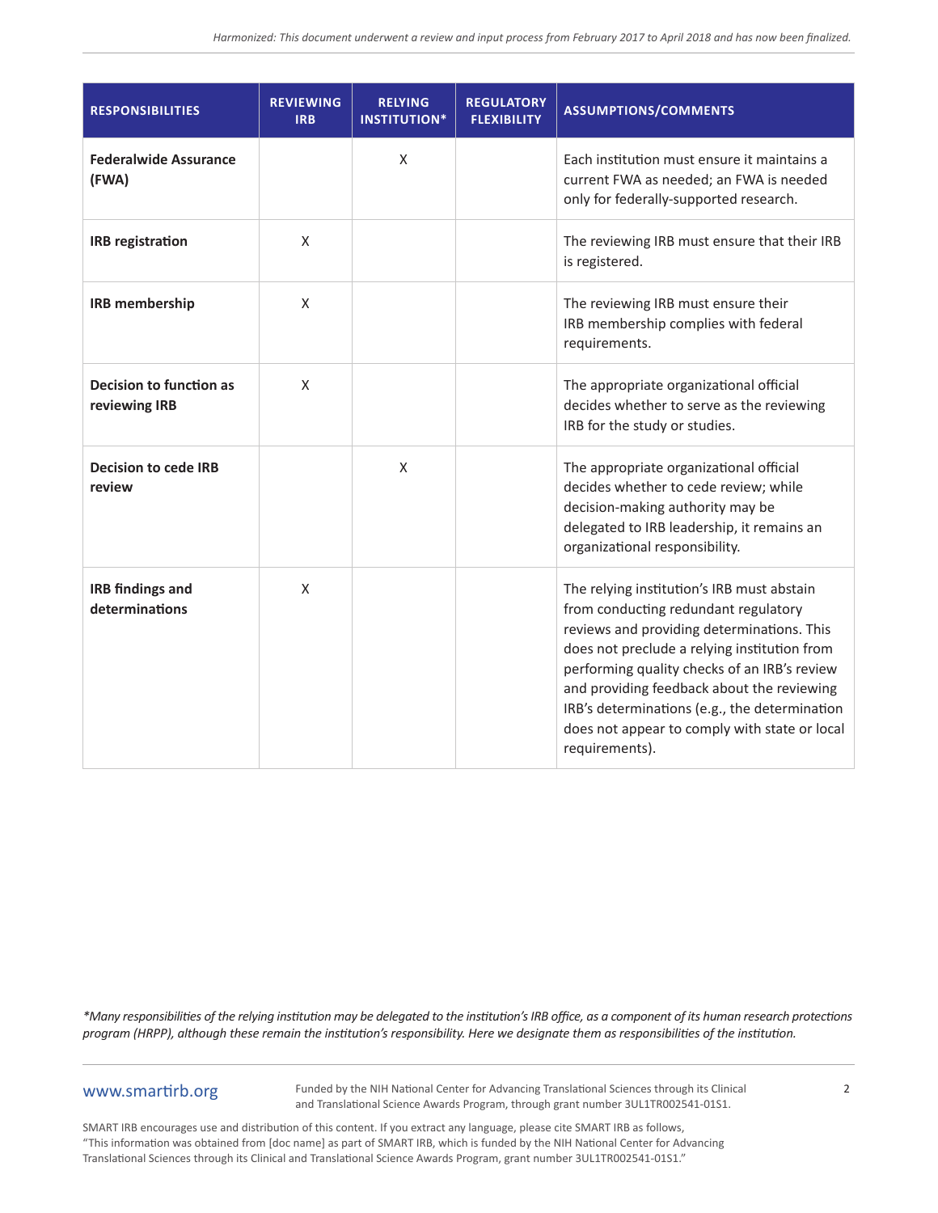| RESPONSIBILITIES | REVIEWING IRB | RELYING INSTITUTION* | REGULATORY FLEXIBILITY | ASSUMPTIONS/COMMENTS |
|---|---|---|---|---|
| **Federalwide Assurance (FWA)** | | X | | Each institution must ensure it maintains a current FWA as needed; an FWA is needed only for federally-supported research. |
| **IRB registration** | X | | | The reviewing IRB must ensure that their IRB is registered. |
| **IRB membership** | X | | | The reviewing IRB must ensure their IRB membership complies with federal requirements. |
| **Decision to function as reviewing IRB** | X | | | The appropriate organizational official decides whether to serve as the reviewing IRB for the study or studies. |
| **Decision to cede IRB review** | | X | | The appropriate organizational official decides whether to cede review; while decision-making authority may be delegated to IRB leadership, it remains an organizational responsibility. |
| **IRB findings and determinations** | X | | | The relying institution's IRB must abstain from conducting redundant regulatory reviews and providing determinations. This does not preclude a relying institution from performing quality checks of an IRB's review and providing feedback about the reviewing IRB's determinations (e.g., the determination does not appear to comply with state or local requirements). |

*\*Many responsibilities of the relying institution may be delegated to the institution's IRB office, as a component of its human research protections program (HRPP), although these remain the institution's responsibility. Here we designate them as responsibilities of the institution.*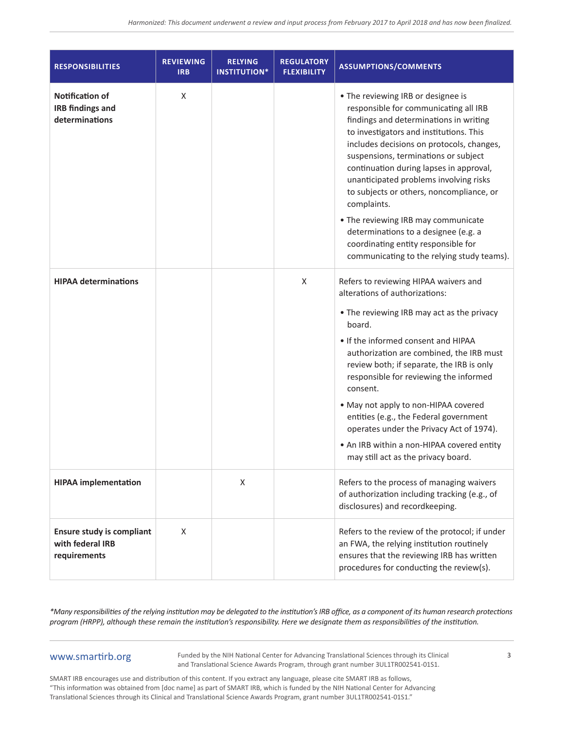| RESPONSIBILITIES | REVIEWING IRB | RELYING INSTITUTION* | REGULATORY FLEXIBILITY | ASSUMPTIONS/COMMENTS |
|---|---|---|---|---|
| **Notification of IRB findings and determinations** | X | | | • The reviewing IRB or designee is responsible for communicating all IRB findings and determinations in writing to investigators and institutions. This includes decisions on protocols, changes, suspensions, terminations or subject continuation during lapses in approval, unanticipated problems involving risks to subjects or others, noncompliance, or complaints.<br>• The reviewing IRB may communicate determinations to a designee (e.g. a coordinating entity responsible for communicating to the relying study teams). |
| **HIPAA determinations** | | | X | Refers to reviewing HIPAA waivers and alterations of authorizations:<br>• The reviewing IRB may act as the privacy board.<br>• If the informed consent and HIPAA authorization are combined, the IRB must review both; if separate, the IRB is only responsible for reviewing the informed consent.<br>• May not apply to non-HIPAA covered entities (e.g., the Federal government operates under the Privacy Act of 1974).<br>• An IRB within a non-HIPAA covered entity may still act as the privacy board. |
| **HIPAA implementation** | | X | | Refers to the process of managing waivers of authorization including tracking (e.g., of disclosures) and recordkeeping. |
| **Ensure study is compliant with federal IRB requirements** | X | | | Refers to the review of the protocol; if under an FWA, the relying institution routinely ensures that the reviewing IRB has written procedures for conducting the review(s). |

*\*Many responsibilities of the relying institution may be delegated to the institution's IRB office, as a component of its human research protections program (HRPP), although these remain the institution's responsibility. Here we designate them as responsibilities of the institution.*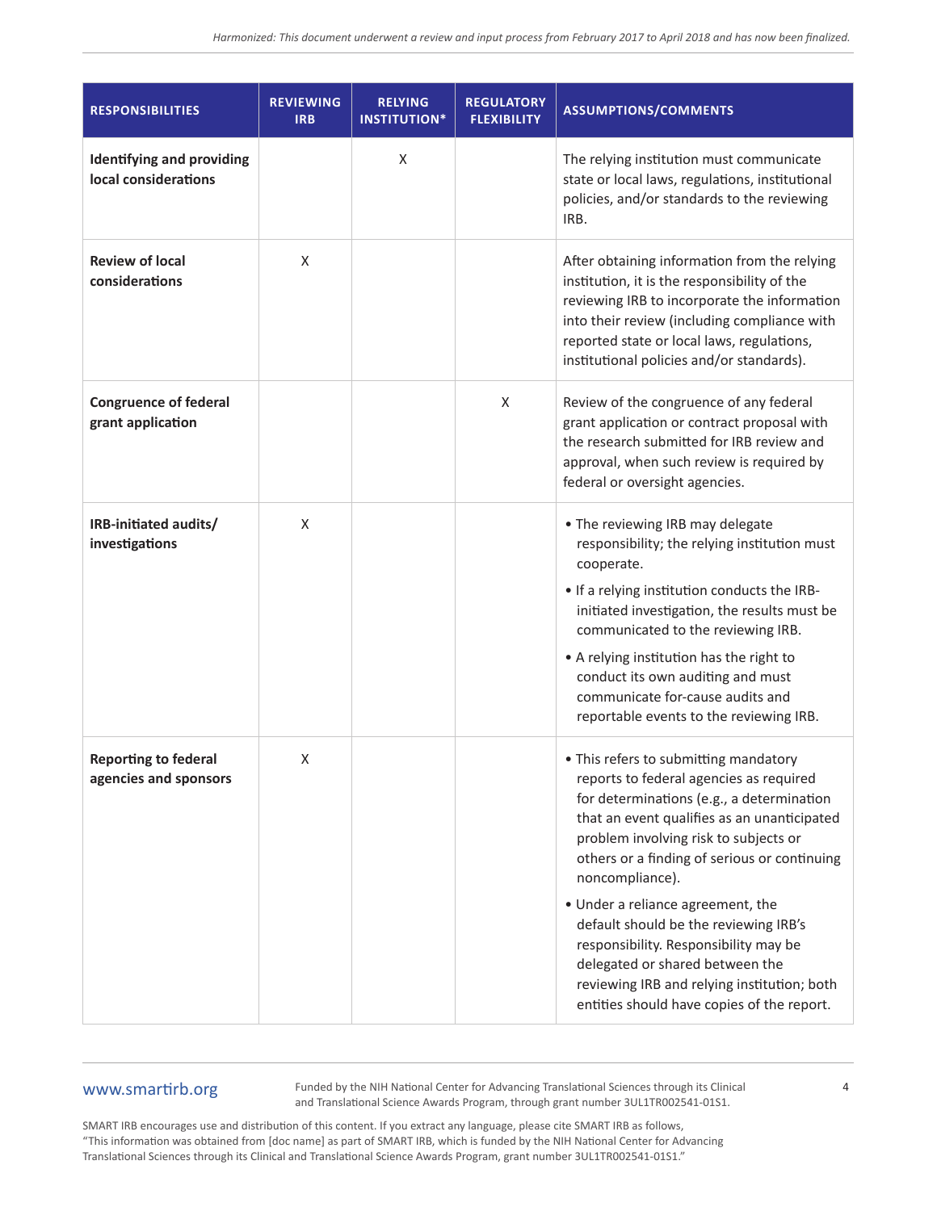| RESPONSIBILITIES | REVIEWING IRB | RELYING INSTITUTION* | REGULATORY FLEXIBILITY | ASSUMPTIONS/COMMENTS |
|---|---|---|---|---|
| **Identifying and providing local considerations** | | X | | The relying institution must communicate state or local laws, regulations, institutional policies, and/or standards to the reviewing IRB. |
| **Review of local considerations** | X | | | After obtaining information from the relying institution, it is the responsibility of the reviewing IRB to incorporate the information into their review (including compliance with reported state or local laws, regulations, institutional policies and/or standards). |
| **Congruence of federal grant application** | | | X | Review of the congruence of any federal grant application or contract proposal with the research submitted for IRB review and approval, when such review is required by federal or oversight agencies. |
| **IRB-initiated audits/ investigations** | X | | | • The reviewing IRB may delegate responsibility; the relying institution must cooperate.<br>• If a relying institution conducts the IRB-initiated investigation, the results must be communicated to the reviewing IRB.<br>• A relying institution has the right to conduct its own auditing and must communicate for-cause audits and reportable events to the reviewing IRB. |
| **Reporting to federal agencies and sponsors** | X | | | • This refers to submitting mandatory reports to federal agencies as required for determinations (e.g., a determination that an event qualifies as an unanticipated problem involving risk to subjects or others or a finding of serious or continuing noncompliance).<br>• Under a reliance agreement, the default should be the reviewing IRB's responsibility. Responsibility may be delegated or shared between the reviewing IRB and relying institution; both entities should have copies of the report. |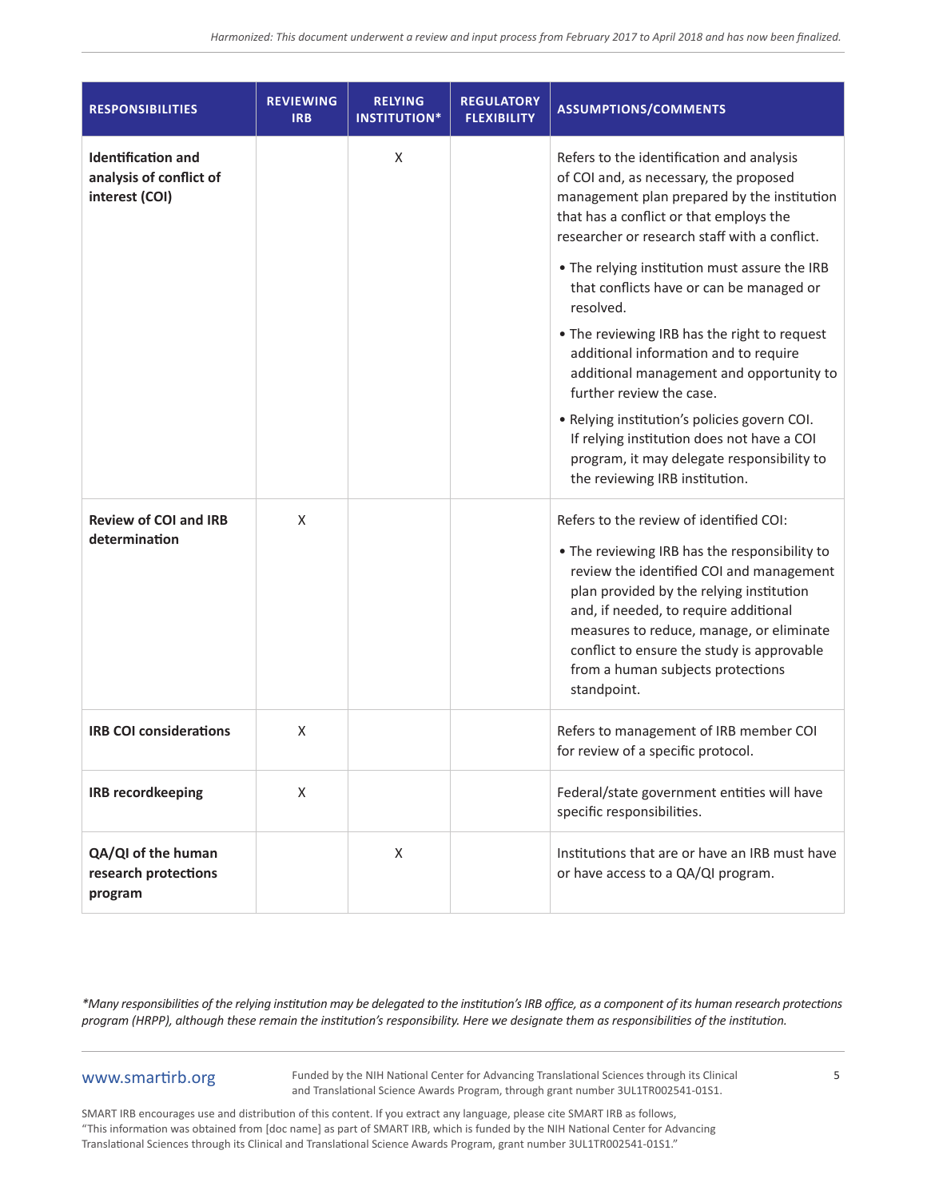| RESPONSIBILITIES | REVIEWING IRB | RELYING INSTITUTION* | REGULATORY FLEXIBILITY | ASSUMPTIONS/COMMENTS |
|---|---|---|---|---|
| **Identification and analysis of conflict of interest (COI)** | | X | | Refers to the identification and analysis of COI and, as necessary, the proposed management plan prepared by the institution that has a conflict or that employs the researcher or research staff with a conflict.<br>• The relying institution must assure the IRB that conflicts have or can be managed or resolved.<br>• The reviewing IRB has the right to request additional information and to require additional management and opportunity to further review the case.<br>• Relying institution's policies govern COI. If relying institution does not have a COI program, it may delegate responsibility to the reviewing IRB institution. |
| **Review of COI and IRB determination** | X | | | Refers to the review of identified COI:<br>• The reviewing IRB has the responsibility to review the identified COI and management plan provided by the relying institution and, if needed, to require additional measures to reduce, manage, or eliminate conflict to ensure the study is approvable from a human subjects protections standpoint. |
| **IRB COI considerations** | X | | | Refers to management of IRB member COI for review of a specific protocol. |
| **IRB recordkeeping** | X | | | Federal/state government entities will have specific responsibilities. |
| **QA/QI of the human research protections program** | | X | | Institutions that are or have an IRB must have or have access to a QA/QI program. |

*\*Many responsibilities of the relying institution may be delegated to the institution's IRB office, as a component of its human research protections program (HRPP), although these remain the institution's responsibility. Here we designate them as responsibilities of the institution.*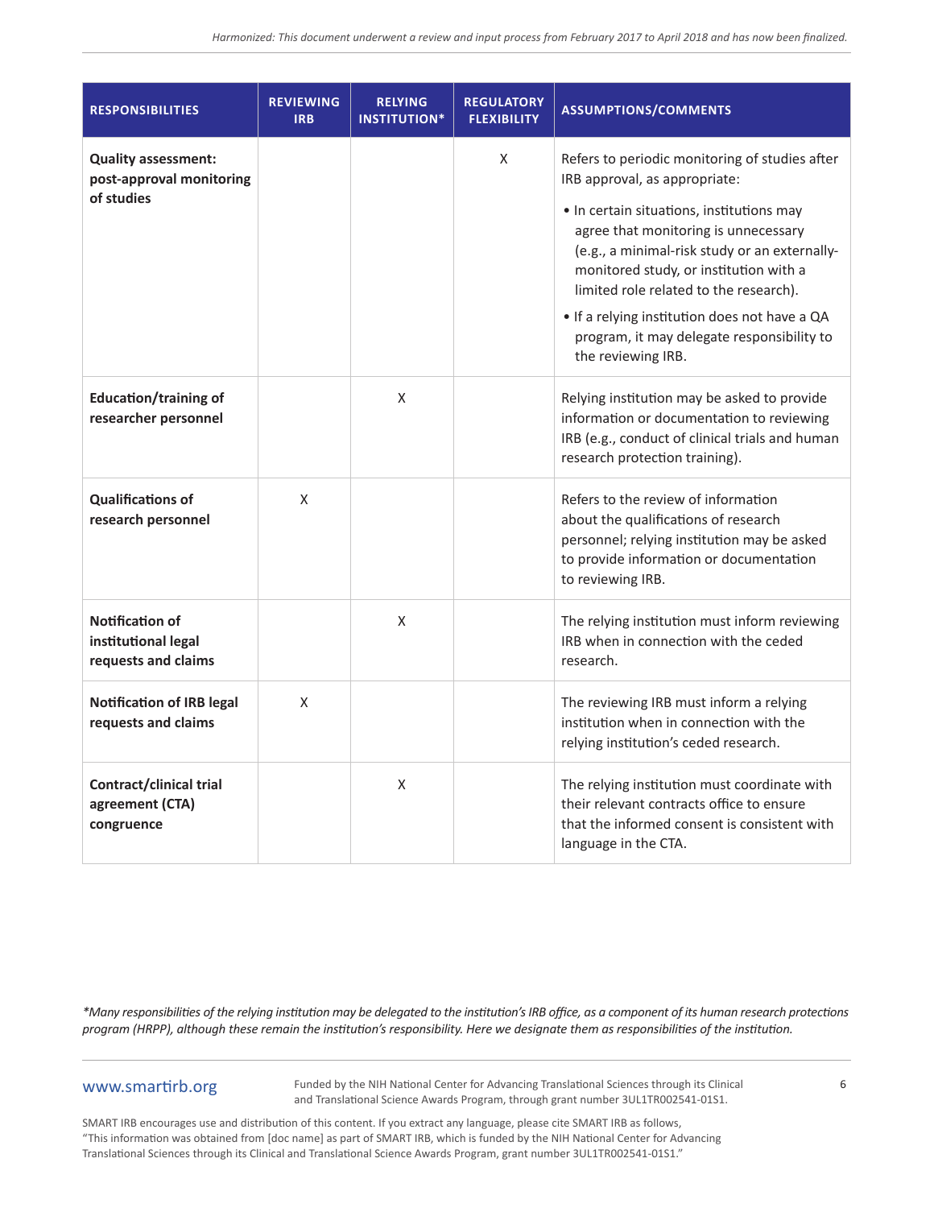| RESPONSIBILITIES | REVIEWING IRB | RELYING INSTITUTION* | REGULATORY FLEXIBILITY | ASSUMPTIONS/COMMENTS |
|---|---|---|---|---|
| **Quality assessment: post-approval monitoring of studies** | | | X | Refers to periodic monitoring of studies after IRB approval, as appropriate: <br>• In certain situations, institutions may agree that monitoring is unnecessary (e.g., a minimal-risk study or an externally-monitored study, or institution with a limited role related to the research). <br>• If a relying institution does not have a QA program, it may delegate responsibility to the reviewing IRB. |
| **Education/training of researcher personnel** | | X | | Relying institution may be asked to provide information or documentation to reviewing IRB (e.g., conduct of clinical trials and human research protection training). |
| **Qualifications of research personnel** | X | | | Refers to the review of information about the qualifications of research personnel; relying institution may be asked to provide information or documentation to reviewing IRB. |
| **Notification of institutional legal requests and claims** | | X | | The relying institution must inform reviewing IRB when in connection with the ceded research. |
| **Notification of IRB legal requests and claims** | X | | | The reviewing IRB must inform a relying institution when in connection with the relying institution's ceded research. |
| **Contract/clinical trial agreement (CTA) congruence** | | X | | The relying institution must coordinate with their relevant contracts office to ensure that the informed consent is consistent with language in the CTA. |

*\*Many responsibilities of the relying institution may be delegated to the institution's IRB office, as a component of its human research protections program (HRPP), although these remain the institution's responsibility. Here we designate them as responsibilities of the institution.*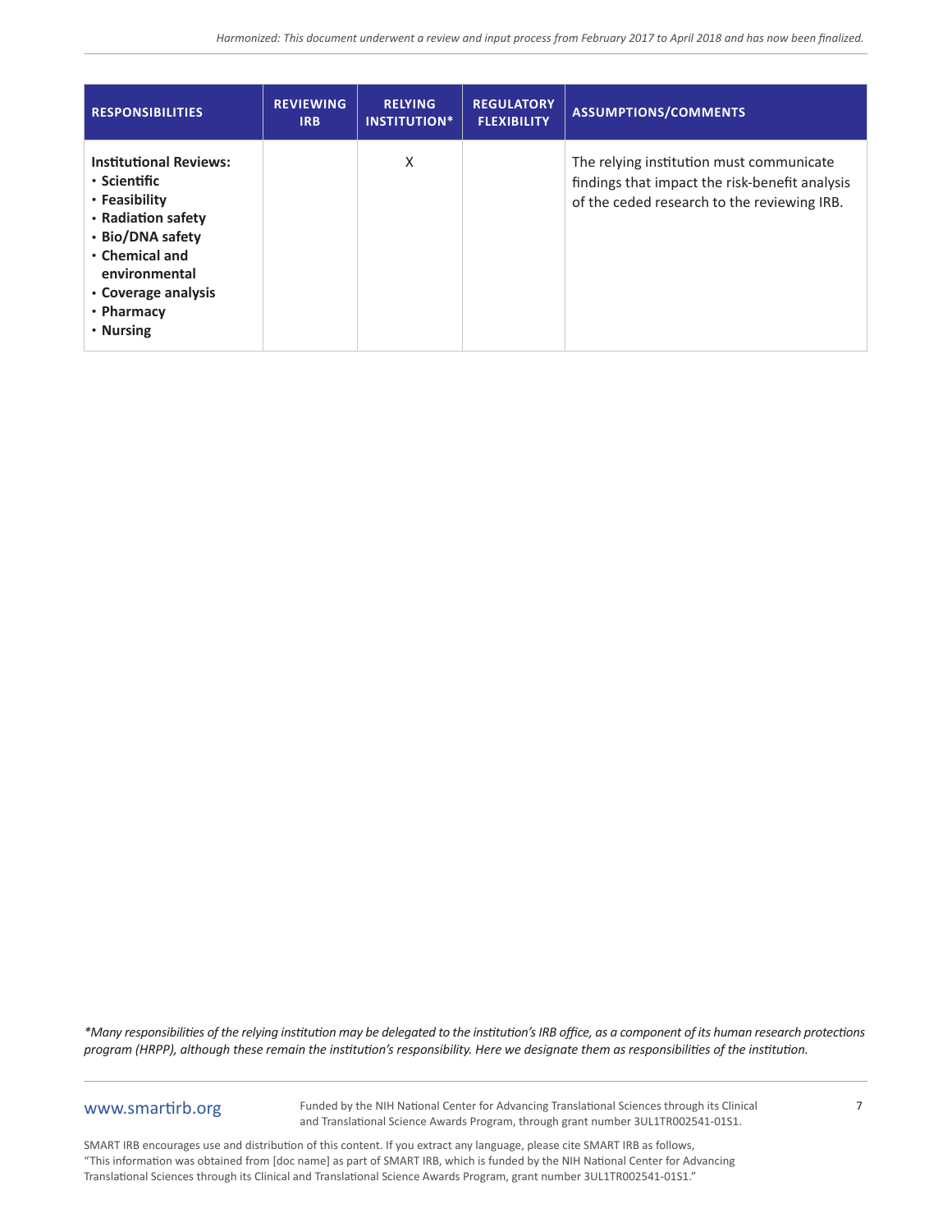| RESPONSIBILITIES | REVIEWING IRB | RELYING INSTITUTION* | REGULATORY FLEXIBILITY | ASSUMPTIONS/COMMENTS |
|---|---|---|---|---|
| **Institutional Reviews:**<br>• **Scientific**<br>• **Feasibility**<br>• **Radiation safety**<br>• **Bio/DNA safety**<br>• **Chemical and environmental**<br>• **Coverage analysis**<br>• **Pharmacy**<br>• **Nursing** | | X | | The relying institution must communicate findings that impact the risk-benefit analysis of the ceded research to the reviewing IRB. |

*\*Many responsibilities of the relying institution may be delegated to the institution's IRB office, as a component of its human research protections program (HRPP), although these remain the institution's responsibility. Here we designate them as responsibilities of the institution.*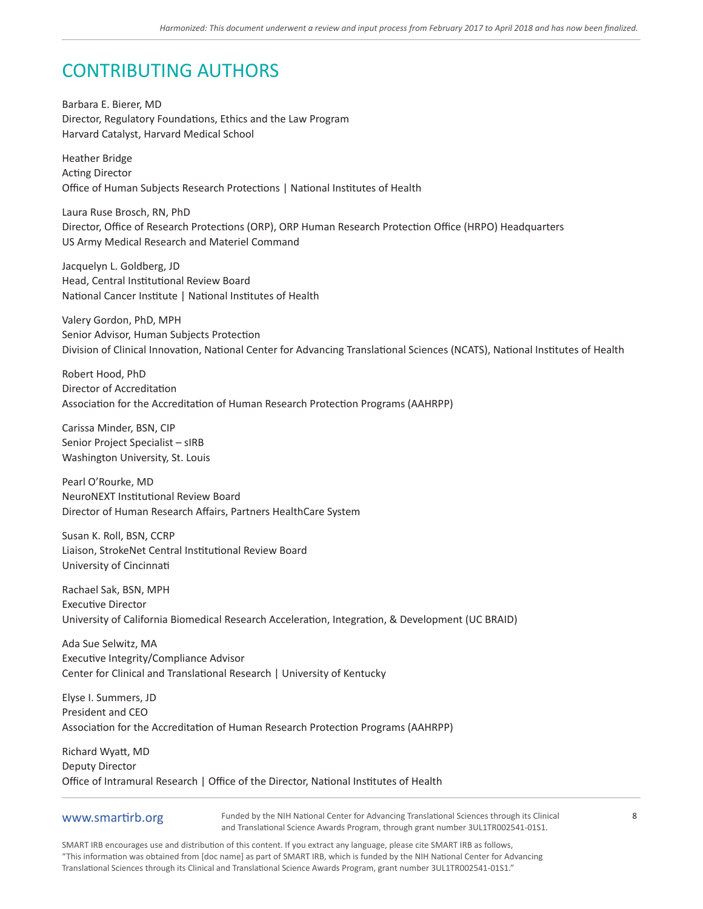# CONTRIBUTING AUTHORS

Barbara E. Bierer, MD
Director, Regulatory Foundations, Ethics and the Law Program
Harvard Catalyst, Harvard Medical School

Heather Bridge
Acting Director
Office of Human Subjects Research Protections | National Institutes of Health

Laura Ruse Brosch, RN, PhD
Director, Office of Research Protections (ORP), ORP Human Research Protection Office (HRPO) Headquarters
US Army Medical Research and Materiel Command

Jacquelyn L. Goldberg, JD
Head, Central Institutional Review Board
National Cancer Institute | National Institutes of Health

Valery Gordon, PhD, MPH
Senior Advisor, Human Subjects Protection
Division of Clinical Innovation, National Center for Advancing Translational Sciences (NCATS), National Institutes of Health

Robert Hood, PhD
Director of Accreditation
Association for the Accreditation of Human Research Protection Programs (AAHRPP)

Carissa Minder, BSN, CIP
Senior Project Specialist – sIRB
Washington University, St. Louis

Pearl O'Rourke, MD
NeuroNEXT Institutional Review Board
Director of Human Research Affairs, Partners HealthCare System

Susan K. Roll, BSN, CCRP
Liaison, StrokeNet Central Institutional Review Board
University of Cincinnati

Rachael Sak, BSN, MPH
Executive Director
University of California Biomedical Research Acceleration, Integration, & Development (UC BRAID)

Ada Sue Selwitz, MA
Executive Integrity/Compliance Advisor
Center for Clinical and Translational Research | University of Kentucky

Elyse I. Summers, JD
President and CEO
Association for the Accreditation of Human Research Protection Programs (AAHRPP)

Richard Wyatt, MD
Deputy Director
Office of Intramural Research | Office of the Director, National Institutes of Health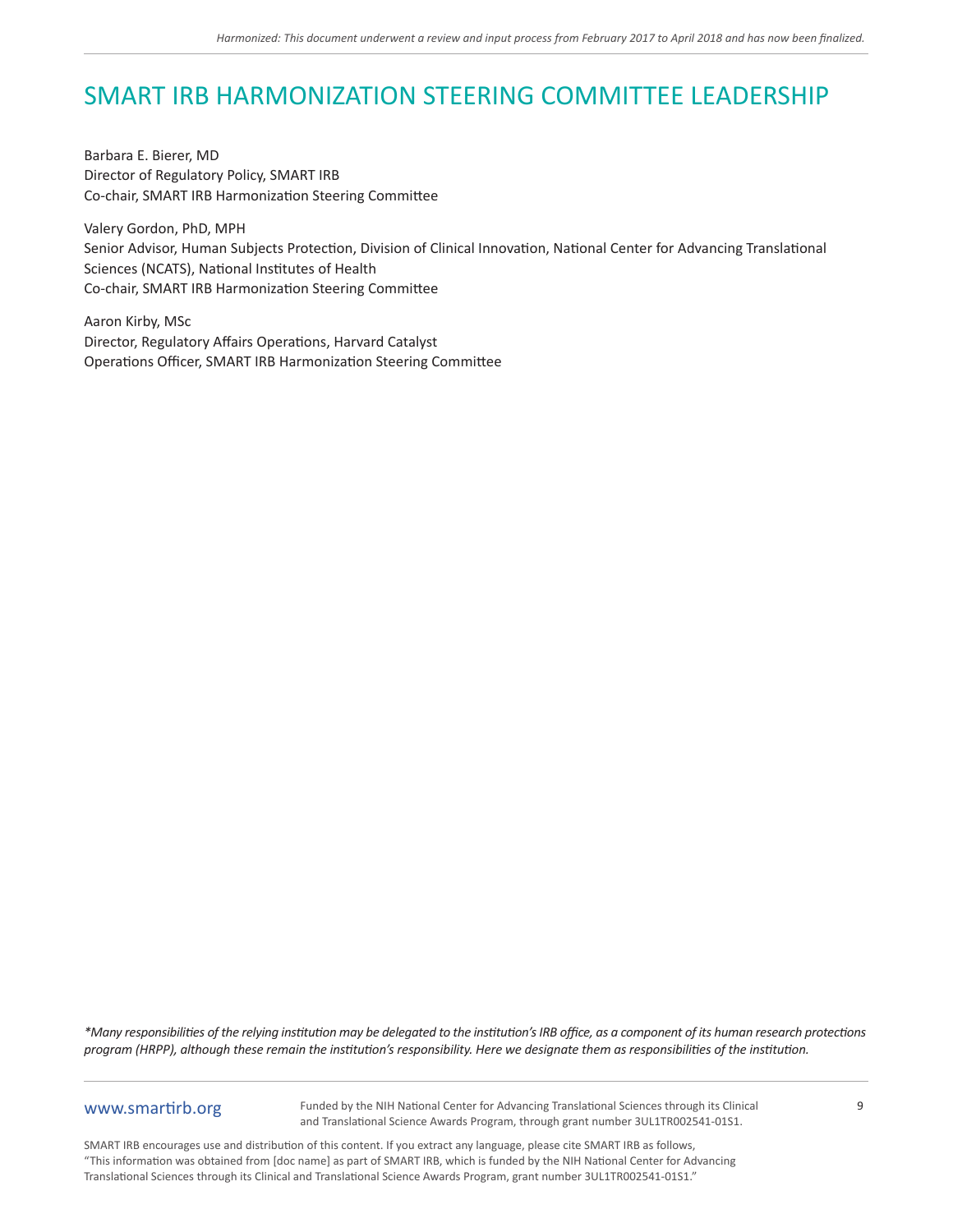# SMART IRB HARMONIZATION STEERING COMMITTEE LEADERSHIP

Barbara E. Bierer, MD
Director of Regulatory Policy, SMART IRB
Co-chair, SMART IRB Harmonization Steering Committee

Valery Gordon, PhD, MPH
Senior Advisor, Human Subjects Protection, Division of Clinical Innovation, National Center for Advancing Translational Sciences (NCATS), National Institutes of Health
Co-chair, SMART IRB Harmonization Steering Committee

Aaron Kirby, MSc
Director, Regulatory Affairs Operations, Harvard Catalyst
Operations Officer, SMART IRB Harmonization Steering Committee

*\*Many responsibilities of the relying institution may be delegated to the institution's IRB office, as a component of its human research protections program (HRPP), although these remain the institution's responsibility. Here we designate them as responsibilities of the institution.*